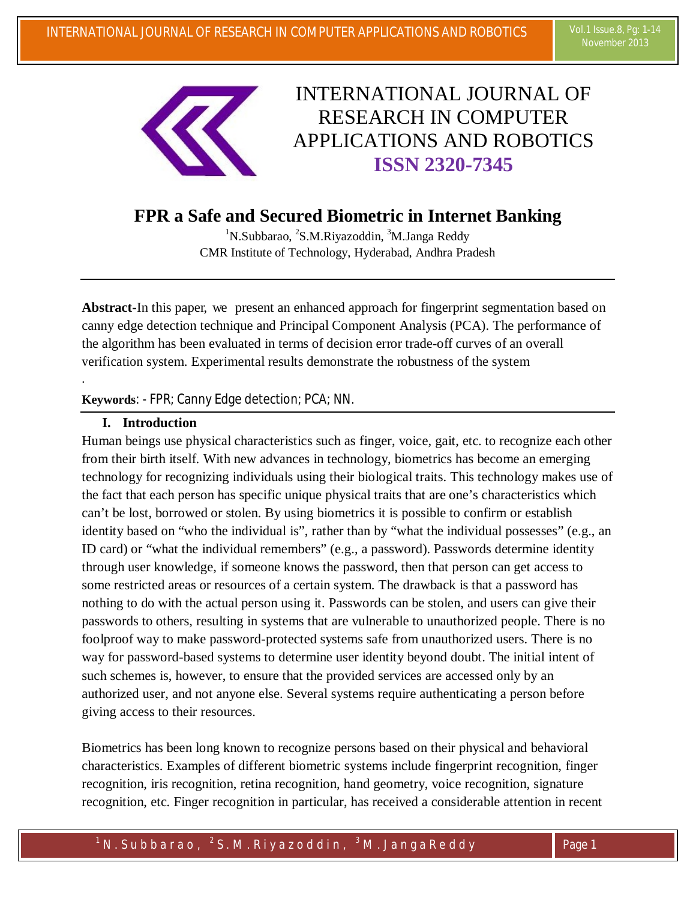# INTERNATIONAL JOURNAL OF RESEARCH IN COMPUTER APPLICATIONS AND ROBOTICS

**ISSN 2320-7345**

## FPR a Safe and Secured Biometric in Internet Banking

[1]N.Subbarao, [2]S.M.Riyazoddin, [3]M.Janga Reddy
CMR Institute of Technology, Hyderabad, Andhra Pradesh

---

**Abstract**-In this paper, we present an enhanced approach for fingerprint segmentation based on canny edge detection technique and Principal Component Analysis (PCA). The performance of the algorithm has been evaluated in terms of decision error trade-off curves of an overall verification system. Experimental results demonstrate the robustness of the system

.

**Keywords**: - FPR; Canny Edge detection; PCA; NN.

---

### I. Introduction

Human beings use physical characteristics such as finger, voice, gait, etc. to recognize each other from their birth itself. With new advances in technology, biometrics has become an emerging technology for recognizing individuals using their biological traits. This technology makes use of the fact that each person has specific unique physical traits that are one's characteristics which can't be lost, borrowed or stolen. By using biometrics it is possible to confirm or establish identity based on "who the individual is", rather than by "what the individual possesses" (e.g., an ID card) or "what the individual remembers" (e.g., a password). Passwords determine identity through user knowledge, if someone knows the password, then that person can get access to some restricted areas or resources of a certain system. The drawback is that a password has nothing to do with the actual person using it. Passwords can be stolen, and users can give their passwords to others, resulting in systems that are vulnerable to unauthorized people. There is no foolproof way to make password-protected systems safe from unauthorized users. There is no way for password-based systems to determine user identity beyond doubt. The initial intent of such schemes is, however, to ensure that the provided services are accessed only by an authorized user, and not anyone else. Several systems require authenticating a person before giving access to their resources.

Biometrics has been long known to recognize persons based on their physical and behavioral characteristics. Examples of different biometric systems include fingerprint recognition, finger recognition, iris recognition, retina recognition, hand geometry, voice recognition, signature recognition, etc. Finger recognition in particular, has received a considerable attention in recent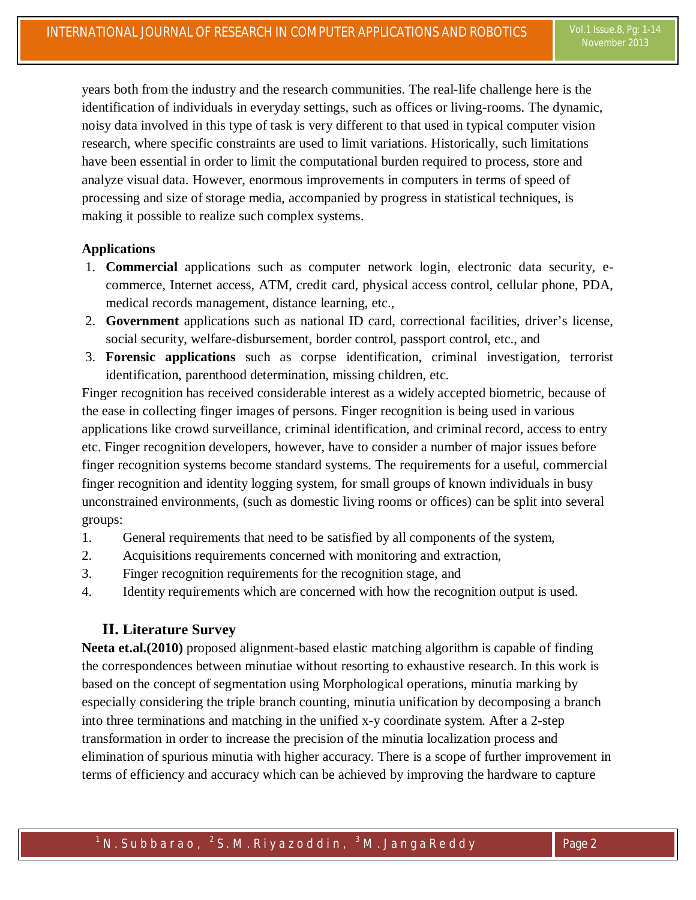years both from the industry and the research communities. The real-life challenge here is the identification of individuals in everyday settings, such as offices or living-rooms. The dynamic, noisy data involved in this type of task is very different to that used in typical computer vision research, where specific constraints are used to limit variations. Historically, such limitations have been essential in order to limit the computational burden required to process, store and analyze visual data. However, enormous improvements in computers in terms of speed of processing and size of storage media, accompanied by progress in statistical techniques, is making it possible to realize such complex systems.

**Applications**

1. **Commercial** applications such as computer network login, electronic data security, e-commerce, Internet access, ATM, credit card, physical access control, cellular phone, PDA, medical records management, distance learning, etc.,
2. **Government** applications such as national ID card, correctional facilities, driver's license, social security, welfare-disbursement, border control, passport control, etc., and
3. **Forensic applications** such as corpse identification, criminal investigation, terrorist identification, parenthood determination, missing children, etc.

Finger recognition has received considerable interest as a widely accepted biometric, because of the ease in collecting finger images of persons. Finger recognition is being used in various applications like crowd surveillance, criminal identification, and criminal record, access to entry etc. Finger recognition developers, however, have to consider a number of major issues before finger recognition systems become standard systems. The requirements for a useful, commercial finger recognition and identity logging system, for small groups of known individuals in busy unconstrained environments, (such as domestic living rooms or offices) can be split into several groups:

1. General requirements that need to be satisfied by all components of the system,
2. Acquisitions requirements concerned with monitoring and extraction,
3. Finger recognition requirements for the recognition stage, and
4. Identity requirements which are concerned with how the recognition output is used.

## II. Literature Survey

**Neeta et.al.(2010)** proposed alignment-based elastic matching algorithm is capable of finding the correspondences between minutiae without resorting to exhaustive research. In this work is based on the concept of segmentation using Morphological operations, minutia marking by especially considering the triple branch counting, minutia unification by decomposing a branch into three terminations and matching in the unified x-y coordinate system. After a 2-step transformation in order to increase the precision of the minutia localization process and elimination of spurious minutia with higher accuracy. There is a scope of further improvement in terms of efficiency and accuracy which can be achieved by improving the hardware to capture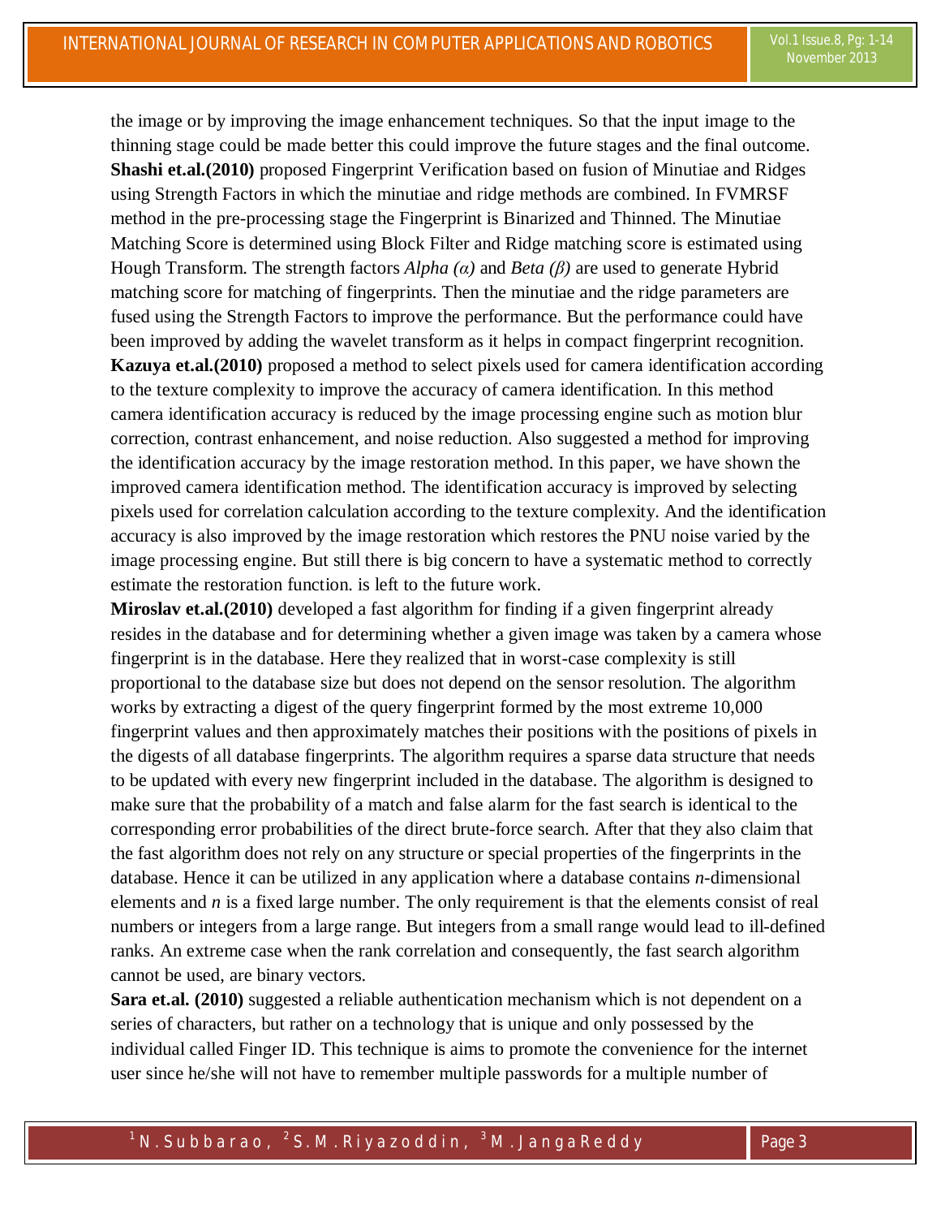the image or by improving the image enhancement techniques. So that the input image to the thinning stage could be made better this could improve the future stages and the final outcome.

**Shashi et.al.(2010)** proposed Fingerprint Verification based on fusion of Minutiae and Ridges using Strength Factors in which the minutiae and ridge methods are combined. In FVMRSF method in the pre-processing stage the Fingerprint is Binarized and Thinned. The Minutiae Matching Score is determined using Block Filter and Ridge matching score is estimated using Hough Transform. The strength factors *Alpha (α)* and *Beta (β)* are used to generate Hybrid matching score for matching of fingerprints. Then the minutiae and the ridge parameters are fused using the Strength Factors to improve the performance. But the performance could have been improved by adding the wavelet transform as it helps in compact fingerprint recognition.

**Kazuya et.al.(2010)** proposed a method to select pixels used for camera identification according to the texture complexity to improve the accuracy of camera identification. In this method camera identification accuracy is reduced by the image processing engine such as motion blur correction, contrast enhancement, and noise reduction. Also suggested a method for improving the identification accuracy by the image restoration method. In this paper, we have shown the improved camera identification method. The identification accuracy is improved by selecting pixels used for correlation calculation according to the texture complexity. And the identification accuracy is also improved by the image restoration which restores the PNU noise varied by the image processing engine. But still there is big concern to have a systematic method to correctly estimate the restoration function. is left to the future work.

**Miroslav et.al.(2010)** developed a fast algorithm for finding if a given fingerprint already resides in the database and for determining whether a given image was taken by a camera whose fingerprint is in the database. Here they realized that in worst-case complexity is still proportional to the database size but does not depend on the sensor resolution. The algorithm works by extracting a digest of the query fingerprint formed by the most extreme 10,000 fingerprint values and then approximately matches their positions with the positions of pixels in the digests of all database fingerprints. The algorithm requires a sparse data structure that needs to be updated with every new fingerprint included in the database. The algorithm is designed to make sure that the probability of a match and false alarm for the fast search is identical to the corresponding error probabilities of the direct brute-force search. After that they also claim that the fast algorithm does not rely on any structure or special properties of the fingerprints in the database. Hence it can be utilized in any application where a database contains *n*-dimensional elements and *n* is a fixed large number. The only requirement is that the elements consist of real numbers or integers from a large range. But integers from a small range would lead to ill-defined ranks. An extreme case when the rank correlation and consequently, the fast search algorithm cannot be used, are binary vectors.

**Sara et.al. (2010)** suggested a reliable authentication mechanism which is not dependent on a series of characters, but rather on a technology that is unique and only possessed by the individual called Finger ID. This technique is aims to promote the convenience for the internet user since he/she will not have to remember multiple passwords for a multiple number of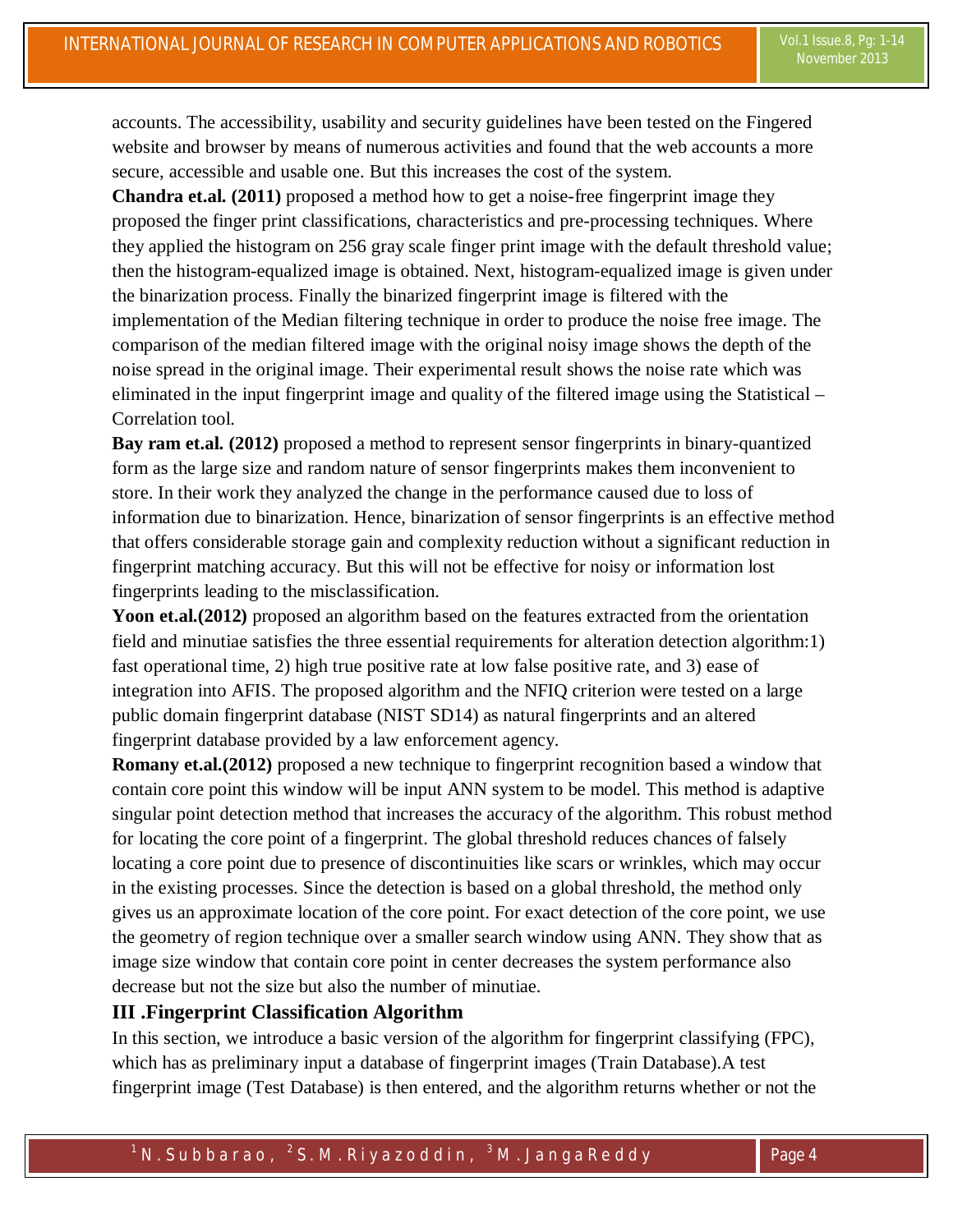accounts. The accessibility, usability and security guidelines have been tested on the Fingered website and browser by means of numerous activities and found that the web accounts a more secure, accessible and usable one. But this increases the cost of the system.

**Chandra et.al. (2011)** proposed a method how to get a noise-free fingerprint image they proposed the finger print classifications, characteristics and pre-processing techniques. Where they applied the histogram on 256 gray scale finger print image with the default threshold value; then the histogram-equalized image is obtained. Next, histogram-equalized image is given under the binarization process. Finally the binarized fingerprint image is filtered with the implementation of the Median filtering technique in order to produce the noise free image. The comparison of the median filtered image with the original noisy image shows the depth of the noise spread in the original image. Their experimental result shows the noise rate which was eliminated in the input fingerprint image and quality of the filtered image using the Statistical – Correlation tool.

**Bay ram et.al. (2012)** proposed a method to represent sensor fingerprints in binary-quantized form as the large size and random nature of sensor fingerprints makes them inconvenient to store. In their work they analyzed the change in the performance caused due to loss of information due to binarization. Hence, binarization of sensor fingerprints is an effective method that offers considerable storage gain and complexity reduction without a significant reduction in fingerprint matching accuracy. But this will not be effective for noisy or information lost fingerprints leading to the misclassification.

**Yoon et.al.(2012)** proposed an algorithm based on the features extracted from the orientation field and minutiae satisfies the three essential requirements for alteration detection algorithm:1) fast operational time, 2) high true positive rate at low false positive rate, and 3) ease of integration into AFIS. The proposed algorithm and the NFIQ criterion were tested on a large public domain fingerprint database (NIST SD14) as natural fingerprints and an altered fingerprint database provided by a law enforcement agency.

**Romany et.al.(2012)** proposed a new technique to fingerprint recognition based a window that contain core point this window will be input ANN system to be model. This method is adaptive singular point detection method that increases the accuracy of the algorithm. This robust method for locating the core point of a fingerprint. The global threshold reduces chances of falsely locating a core point due to presence of discontinuities like scars or wrinkles, which may occur in the existing processes. Since the detection is based on a global threshold, the method only gives us an approximate location of the core point. For exact detection of the core point, we use the geometry of region technique over a smaller search window using ANN. They show that as image size window that contain core point in center decreases the system performance also decrease but not the size but also the number of minutiae.

## III .Fingerprint Classification Algorithm

In this section, we introduce a basic version of the algorithm for fingerprint classifying (FPC), which has as preliminary input a database of fingerprint images (Train Database).A test fingerprint image (Test Database) is then entered, and the algorithm returns whether or not the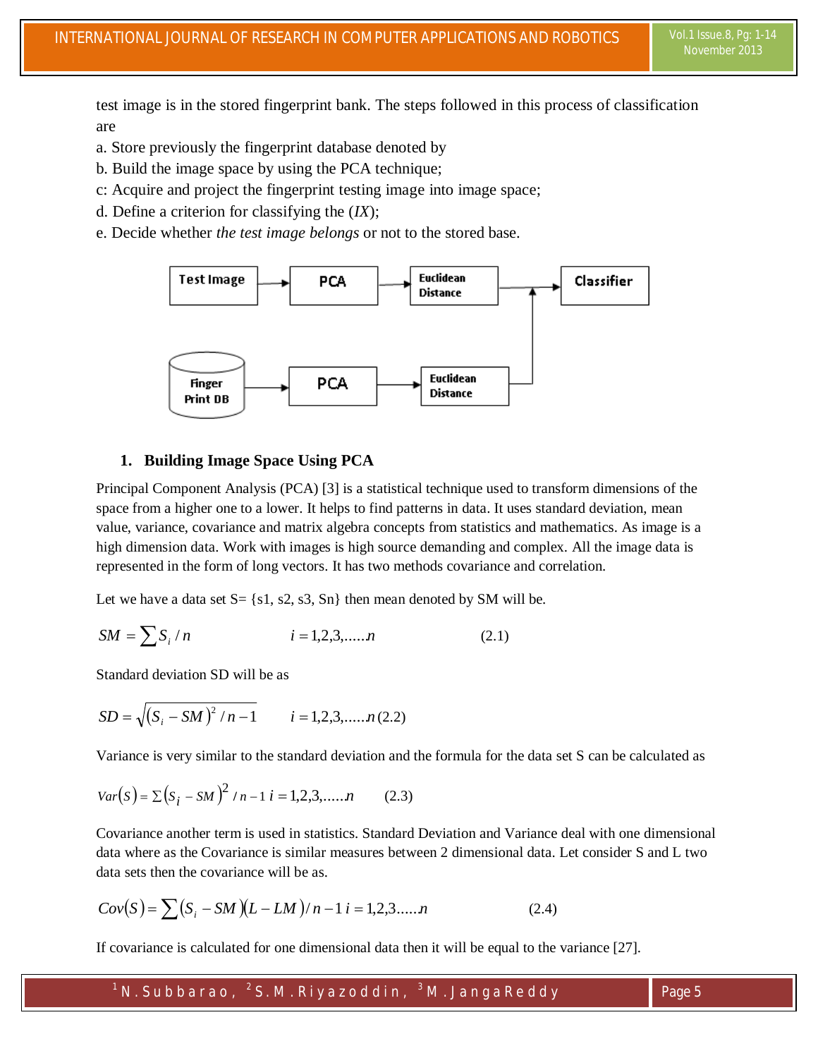test image is in the stored fingerprint bank. The steps followed in this process of classification are

a. Store previously the fingerprint database denoted by

b. Build the image space by using the PCA technique;

c: Acquire and project the fingerprint testing image into image space;

d. Define a criterion for classifying the (*IX*);

e. Decide whether *the test image belongs* or not to the stored base.

### 1. Building Image Space Using PCA

Principal Component Analysis (PCA) [3] is a statistical technique used to transform dimensions of the space from a higher one to a lower. It helps to find patterns in data. It uses standard deviation, mean value, variance, covariance and matrix algebra concepts from statistics and mathematics. As image is a high dimension data. Work with images is high source demanding and complex. All the image data is represented in the form of long vectors. It has two methods covariance and correlation.

Let we have a data set S= {s1, s2, s3, Sn} then mean denoted by SM will be.

$$SM = \sum S_i / n \qquad i = 1,2,3,.....n \qquad (2.1)$$

Standard deviation SD will be as

$$SD = \sqrt{(S_i - SM)^2 / n - 1} \qquad i = 1,2,3,.....n \,(2.2)$$

Variance is very similar to the standard deviation and the formula for the data set S can be calculated as

$$Var(S) = \Sigma (S_i - SM)^2 / n - 1 \; i = 1,2,3,.....n \qquad (2.3)$$

Covariance another term is used in statistics. Standard Deviation and Variance deal with one dimensional data where as the Covariance is similar measures between 2 dimensional data. Let consider S and L two data sets then the covariance will be as.

$$Cov(S) = \sum (S_i - SM)(L - LM) / n - 1 \; i = 1,2,3.....n \qquad (2.4)$$

If covariance is calculated for one dimensional data then it will be equal to the variance [27].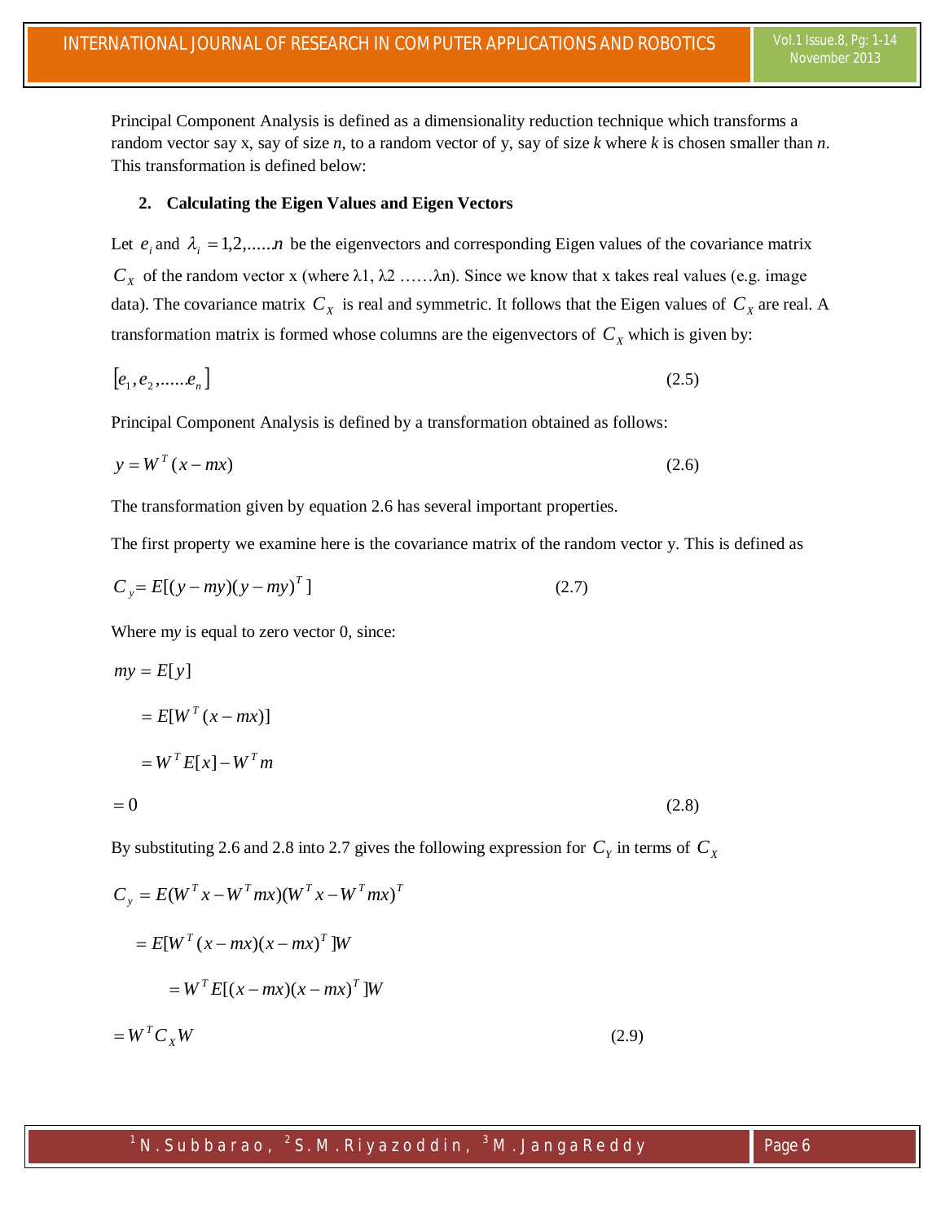Principal Component Analysis is defined as a dimensionality reduction technique which transforms a random vector say x, say of size *n*, to a random vector of y, say of size *k* where *k* is chosen smaller than *n*. This transformation is defined below:

## 2. Calculating the Eigen Values and Eigen Vectors

Let $e_i$ and $\lambda_i = 1,2,......n$ be the eigenvectors and corresponding Eigen values of the covariance matrix $C_X$ of the random vector x (where λ1, λ2 ……λn). Since we know that x takes real values (e.g. image data). The covariance matrix $C_X$ is real and symmetric. It follows that the Eigen values of $C_X$ are real. A transformation matrix is formed whose columns are the eigenvectors of $C_X$ which is given by:

$$[e_1, e_2, ......e_n] \tag{2.5}$$

Principal Component Analysis is defined by a transformation obtained as follows:

$$y = W^T (x - mx) \tag{2.6}$$

The transformation given by equation 2.6 has several important properties.

The first property we examine here is the covariance matrix of the random vector y. This is defined as

$$C_y = E[(y - my)(y - my)^T] \tag{2.7}$$

Where m*y* is equal to zero vector 0, since:

$$
\begin{aligned}
my &= E[y] \\
&= E[W^T (x - mx)] \\
&= W^T E[x] - W^T m \\
&= 0
\end{aligned}
\tag{2.8}
$$

By substituting 2.6 and 2.8 into 2.7 gives the following expression for $C_Y$ in terms of $C_X$

$$
\begin{aligned}
C_y &= E(W^T x - W^T mx)(W^T x - W^T mx)^T \\
&= E[W^T (x - mx)(x - mx)^T]W \\
&= W^T E[(x - mx)(x - mx)^T]W \\
&= W^T C_X W
\end{aligned}
\tag{2.9}
$$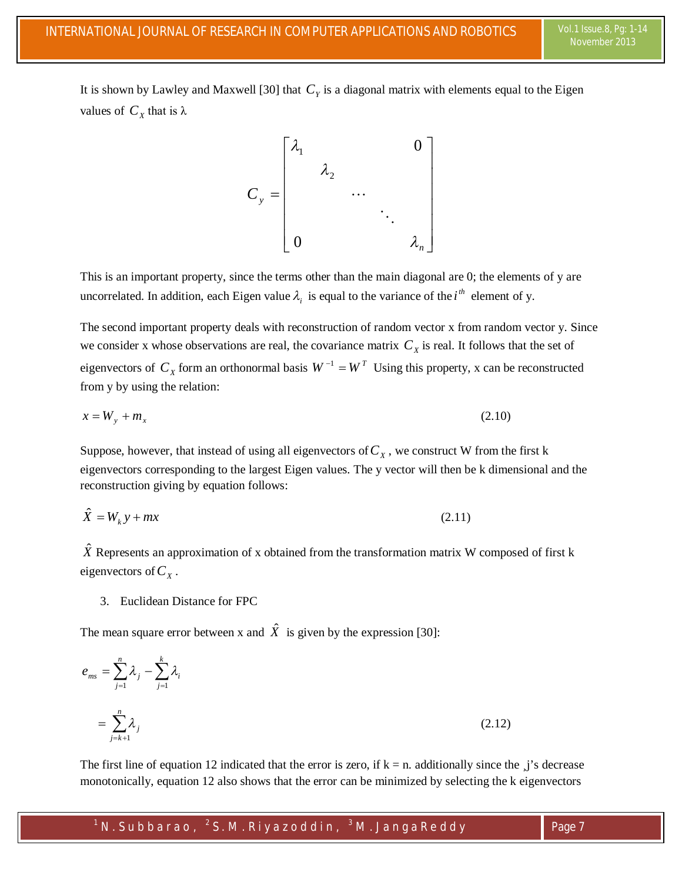It is shown by Lawley and Maxwell [30] that $C_Y$ is a diagonal matrix with elements equal to the Eigen values of $C_X$ that is λ

$$C_y = \begin{bmatrix} \lambda_1 & & & & 0 \\ & \lambda_2 & & & \\ & & \cdots & & \\ & & & \ddots & \\ 0 & & & & \lambda_n \end{bmatrix}$$

This is an important property, since the terms other than the main diagonal are 0; the elements of y are uncorrelated. In addition, each Eigen value $\lambda_i$ is equal to the variance of the $i^{th}$ element of y.

The second important property deals with reconstruction of random vector x from random vector y. Since we consider x whose observations are real, the covariance matrix $C_X$ is real. It follows that the set of eigenvectors of $C_X$ form an orthonormal basis $W^{-1} = W^T$ Using this property, x can be reconstructed from y by using the relation:

$$x = W_y + m_x \tag{2.10}$$

Suppose, however, that instead of using all eigenvectors of $C_X$, we construct W from the first k eigenvectors corresponding to the largest Eigen values. The y vector will then be k dimensional and the reconstruction giving by equation follows:

$$\hat{X} = W_k y + mx \tag{2.11}$$

$\hat{X}$ Represents an approximation of x obtained from the transformation matrix W composed of first k eigenvectors of $C_X$.

3. Euclidean Distance for FPC

The mean square error between x and $\hat{X}$ is given by the expression [30]:

$$e_{ms} = \sum_{j=1}^{n} \lambda_j - \sum_{j=1}^{k} \lambda_i$$

$$= \sum_{j=k+1}^{n} \lambda_j \tag{2.12}$$

The first line of equation 12 indicated that the error is zero, if k = n. additionally since the ¸j's decrease monotonically, equation 12 also shows that the error can be minimized by selecting the k eigenvectors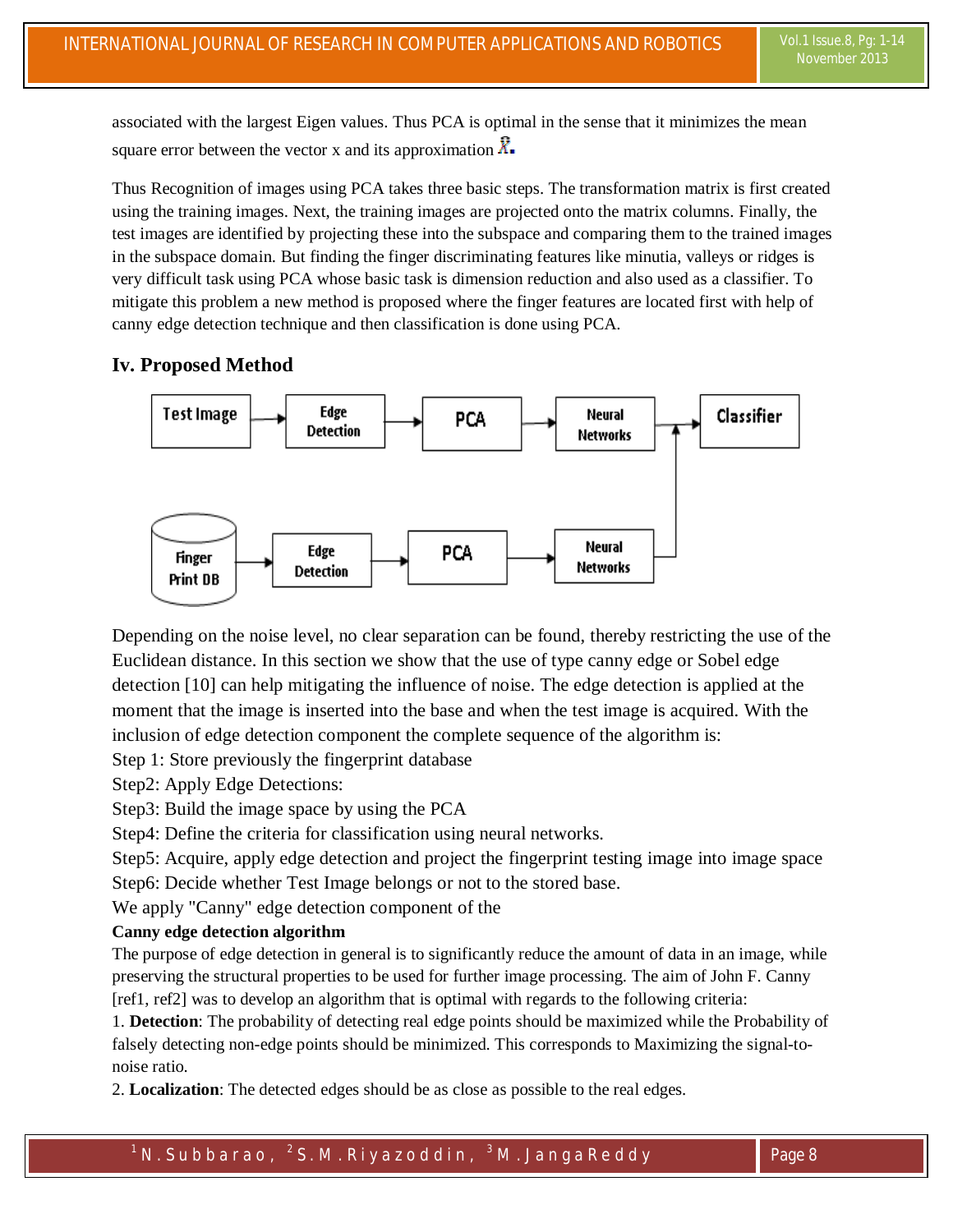associated with the largest Eigen values. Thus PCA is optimal in the sense that it minimizes the mean square error between the vector x and its approximation $\hat{x}$.

Thus Recognition of images using PCA takes three basic steps. The transformation matrix is first created using the training images. Next, the training images are projected onto the matrix columns. Finally, the test images are identified by projecting these into the subspace and comparing them to the trained images in the subspace domain. But finding the finger discriminating features like minutia, valleys or ridges is very difficult task using PCA whose basic task is dimension reduction and also used as a classifier. To mitigate this problem a new method is proposed where the finger features are located first with help of canny edge detection technique and then classification is done using PCA.

## Iv. Proposed Method

Test Image → Edge Detection → PCA → Neural Networks → Classifier

Finger Print DB → Edge Detection → PCA → Neural Networks → Classifier

Depending on the noise level, no clear separation can be found, thereby restricting the use of the Euclidean distance. In this section we show that the use of type canny edge or Sobel edge detection [10] can help mitigating the influence of noise. The edge detection is applied at the moment that the image is inserted into the base and when the test image is acquired. With the inclusion of edge detection component the complete sequence of the algorithm is:

Step 1: Store previously the fingerprint database

Step2: Apply Edge Detections:

Step3: Build the image space by using the PCA

Step4: Define the criteria for classification using neural networks.

Step5: Acquire, apply edge detection and project the fingerprint testing image into image space

Step6: Decide whether Test Image belongs or not to the stored base.

We apply "Canny" edge detection component of the

**Canny edge detection algorithm**

The purpose of edge detection in general is to significantly reduce the amount of data in an image, while preserving the structural properties to be used for further image processing. The aim of John F. Canny [ref1, ref2] was to develop an algorithm that is optimal with regards to the following criteria:

1. **Detection**: The probability of detecting real edge points should be maximized while the Probability of falsely detecting non-edge points should be minimized. This corresponds to Maximizing the signal-to-noise ratio.

2. **Localization**: The detected edges should be as close as possible to the real edges.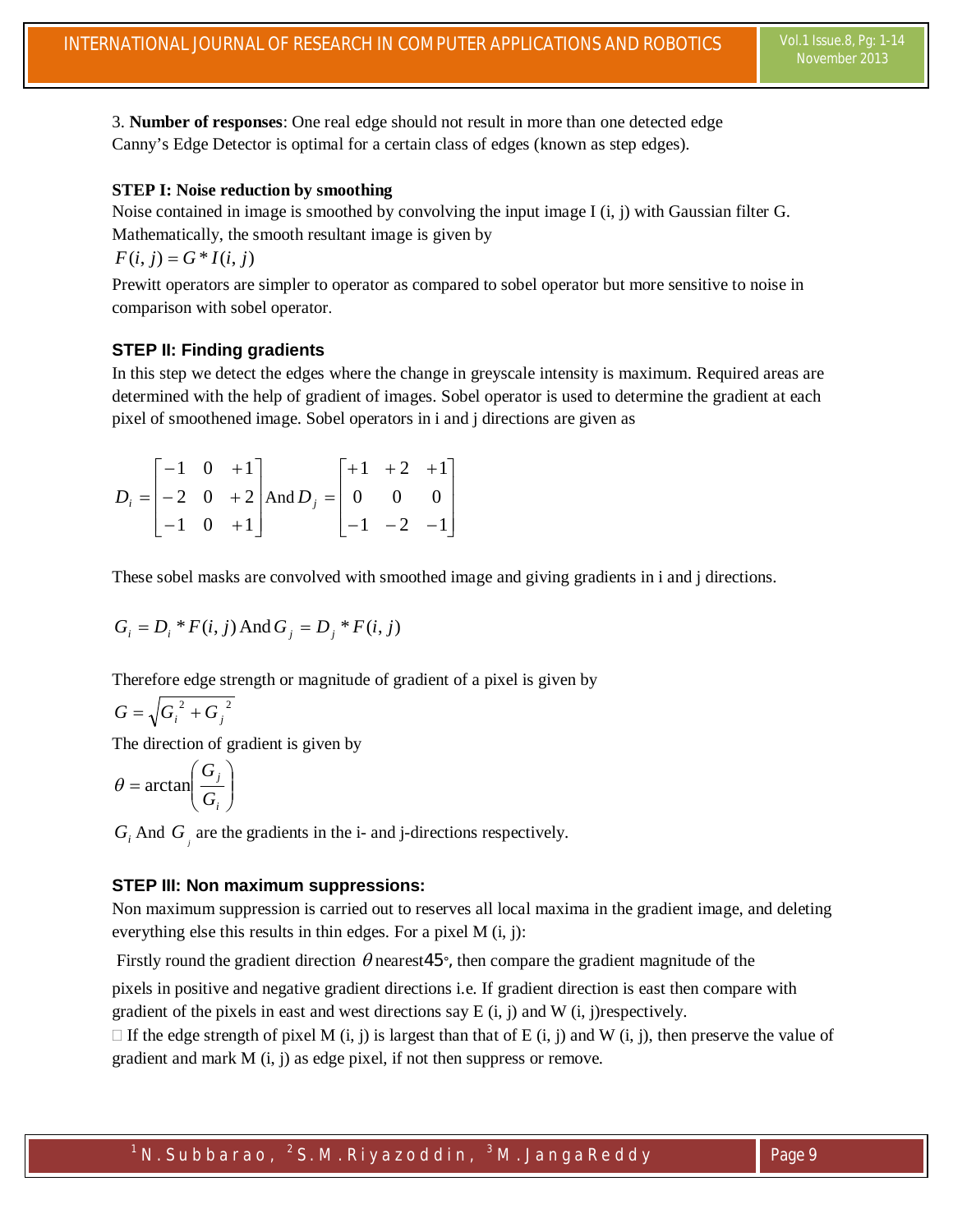3. **Number of responses**: One real edge should not result in more than one detected edge
Canny's Edge Detector is optimal for a certain class of edges (known as step edges).

**STEP I: Noise reduction by smoothing**

Noise contained in image is smoothed by convolving the input image I (i, j) with Gaussian filter G. Mathematically, the smooth resultant image is given by

$$F(i, j) = G * I(i, j)$$

Prewitt operators are simpler to operator as compared to sobel operator but more sensitive to noise in comparison with sobel operator.

### STEP II: Finding gradients

In this step we detect the edges where the change in greyscale intensity is maximum. Required areas are determined with the help of gradient of images. Sobel operator is used to determine the gradient at each pixel of smoothened image. Sobel operators in i and j directions are given as

$$D_i = \begin{bmatrix} -1 & 0 & +1 \\ -2 & 0 & +2 \\ -1 & 0 & +1 \end{bmatrix} \text{And } D_j = \begin{bmatrix} +1 & +2 & +1 \\ 0 & 0 & 0 \\ -1 & -2 & -1 \end{bmatrix}$$

These sobel masks are convolved with smoothed image and giving gradients in i and j directions.

$$G_i = D_i * F(i, j) \text{ And } G_j = D_j * F(i, j)$$

Therefore edge strength or magnitude of gradient of a pixel is given by

$$G = \sqrt{G_i^{\,2} + G_j^{\,2}}$$

The direction of gradient is given by

$$\theta = \arctan\left(\frac{G_j}{G_i}\right)$$

$G_i$ And $G_j$ are the gradients in the i- and j-directions respectively.

### STEP III: Non maximum suppressions:

Non maximum suppression is carried out to reserves all local maxima in the gradient image, and deleting everything else this results in thin edges. For a pixel M (i, j):

Firstly round the gradient direction $\theta$ nearest45°, then compare the gradient magnitude of the pixels in positive and negative gradient directions i.e. If gradient direction is east then compare with gradient of the pixels in east and west directions say E (i, j) and W (i, j)respectively.

- If the edge strength of pixel M (i, j) is largest than that of E (i, j) and W (i, j), then preserve the value of gradient and mark M (i, j) as edge pixel, if not then suppress or remove.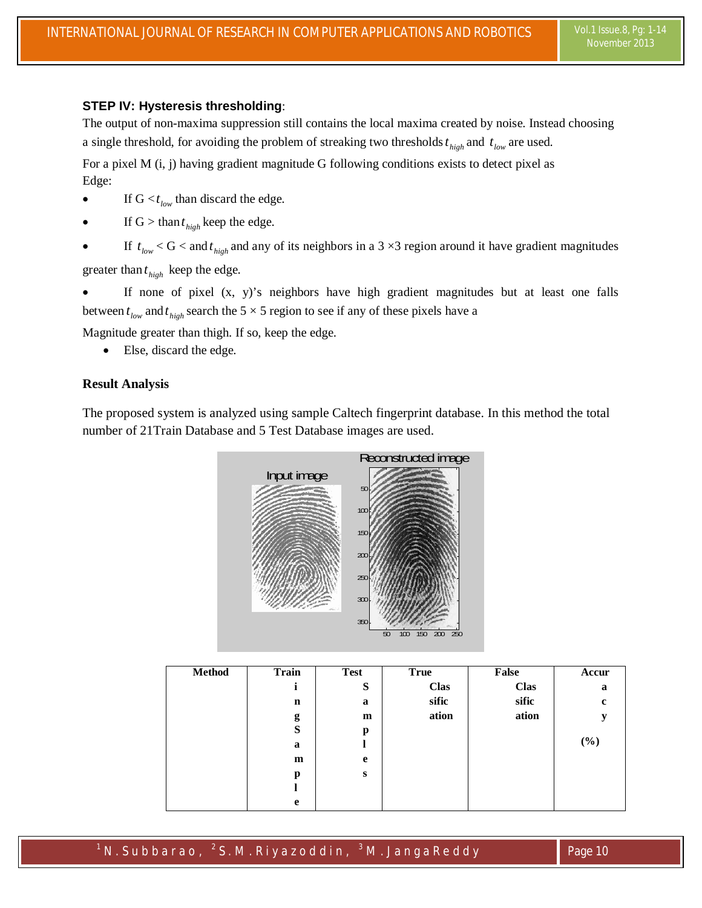**STEP IV: Hysteresis thresholding**:

The output of non-maxima suppression still contains the local maxima created by noise. Instead choosing a single threshold, for avoiding the problem of streaking two thresholds $t_{high}$ and $t_{low}$ are used.

For a pixel M (i, j) having gradient magnitude G following conditions exists to detect pixel as Edge:

- If G < $t_{low}$ than discard the edge.
- If G > than $t_{high}$ keep the edge.
- If $t_{low}$ < G < and $t_{high}$ and any of its neighbors in a 3 ×3 region around it have gradient magnitudes greater than $t_{high}$ keep the edge.
- If none of pixel (x, y)'s neighbors have high gradient magnitudes but at least one falls between $t_{low}$ and $t_{high}$ search the 5 × 5 region to see if any of these pixels have a Magnitude greater than thigh. If so, keep the edge.
- Else, discard the edge.

**Result Analysis**

The proposed system is analyzed using sample Caltech fingerprint database. In this method the total number of 21Train Database and 5 Test Database images are used.

| Method | Training Sample | Test Samples | True Classification | False Classification | Accuracy (%) |
|---|---|---|---|---|---|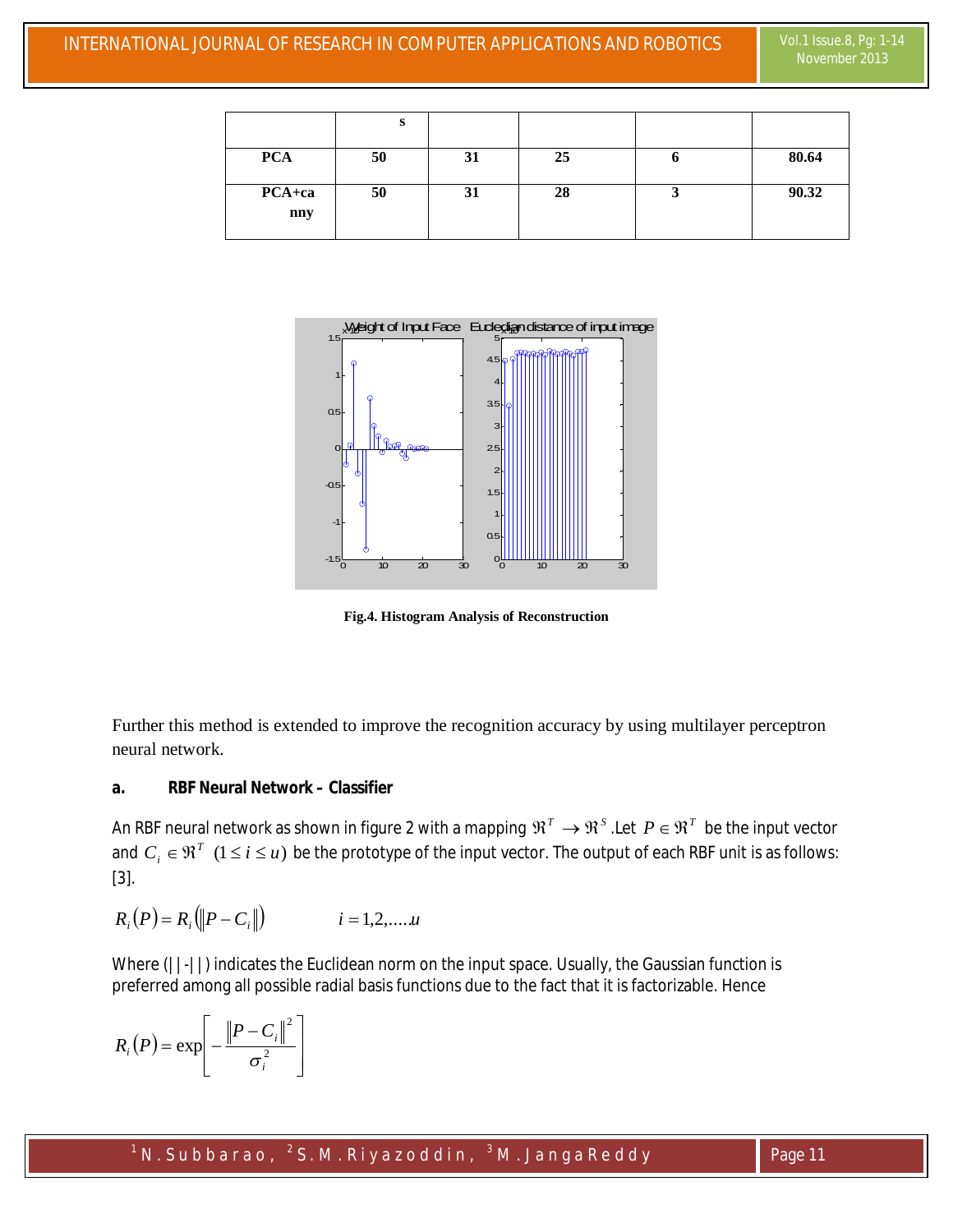| | s | | | | |
|---|---|---|---|---|---|
| PCA | 50 | 31 | 25 | 6 | 80.64 |
| PCA+canny | 50 | 31 | 28 | 3 | 90.32 |

Fig.4. Histogram Analysis of Reconstruction

Further this method is extended to improve the recognition accuracy by using multilayer perceptron neural network.

### a. RBF Neural Network – Classifier

An RBF neural network as shown in figure 2 with a mapping $\Re^T \rightarrow \Re^S$ .Let $P \in \Re^T$ be the input vector and $C_i \in \Re^T$ $(1 \le i \le u)$ be the prototype of the input vector. The output of each RBF unit is as follows: [3].

$$R_i(P) = R_i(\|P - C_i\|) \qquad i = 1,2,.....u$$

Where (||-||) indicates the Euclidean norm on the input space. Usually, the Gaussian function is preferred among all possible radial basis functions due to the fact that it is factorizable. Hence

$$R_i(P) = \exp\left[-\frac{\|P - C_i\|^2}{\sigma_i^2}\right]$$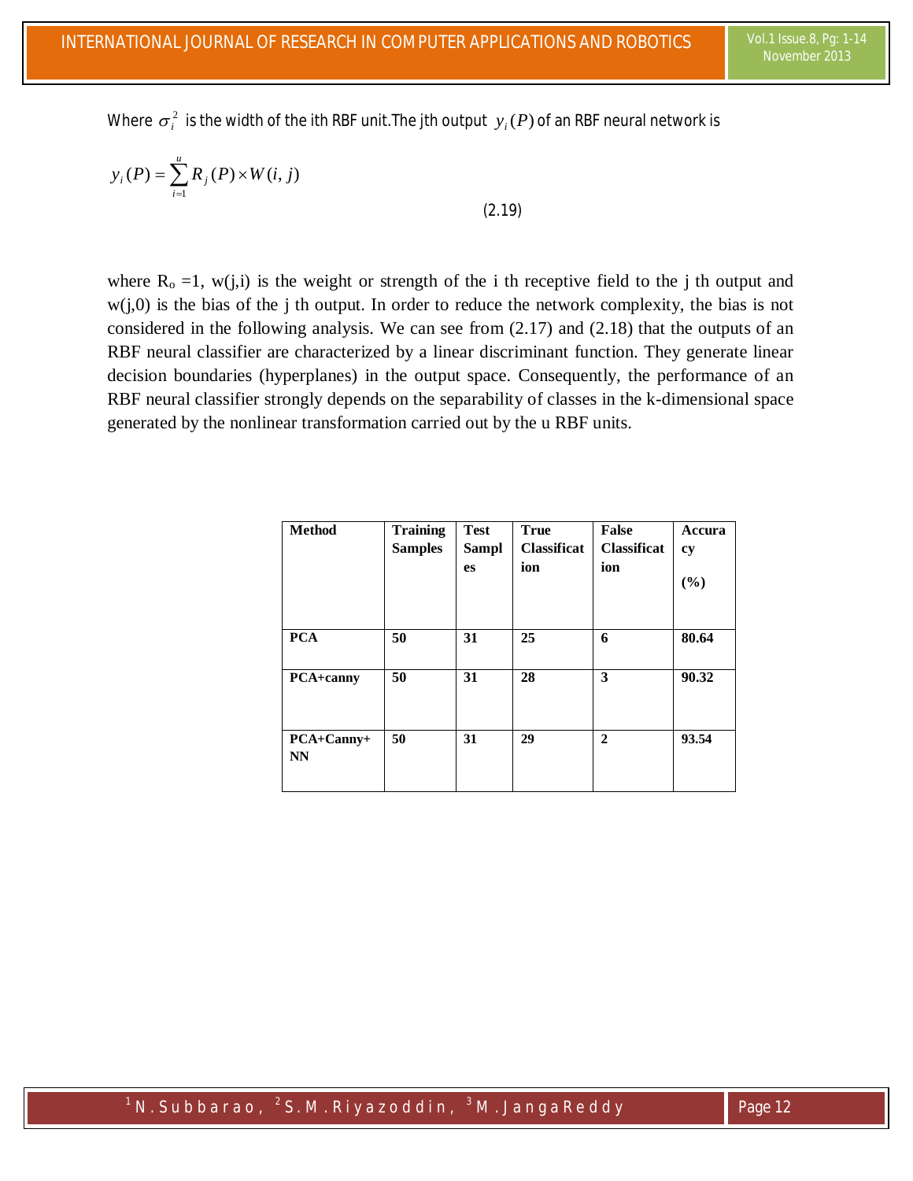Where $\sigma_i^2$ is the width of the ith RBF unit.The jth output $y_i(P)$ of an RBF neural network is

$$y_i(P) = \sum_{i=1}^{u} R_j(P) \times W(i, j) \tag{2.19}$$

where $R_o = 1$, w(j,i) is the weight or strength of the i th receptive field to the j th output and w(j,0) is the bias of the j th output. In order to reduce the network complexity, the bias is not considered in the following analysis. We can see from (2.17) and (2.18) that the outputs of an RBF neural classifier are characterized by a linear discriminant function. They generate linear decision boundaries (hyperplanes) in the output space. Consequently, the performance of an RBF neural classifier strongly depends on the separability of classes in the k-dimensional space generated by the nonlinear transformation carried out by the u RBF units.

| Method | Training Samples | Test Samples | True Classification | False Classification | Accuracy (%) |
|---|---|---|---|---|---|
| PCA | 50 | 31 | 25 | 6 | 80.64 |
| PCA+canny | 50 | 31 | 28 | 3 | 90.32 |
| PCA+Canny+NN | 50 | 31 | 29 | 2 | 93.54 |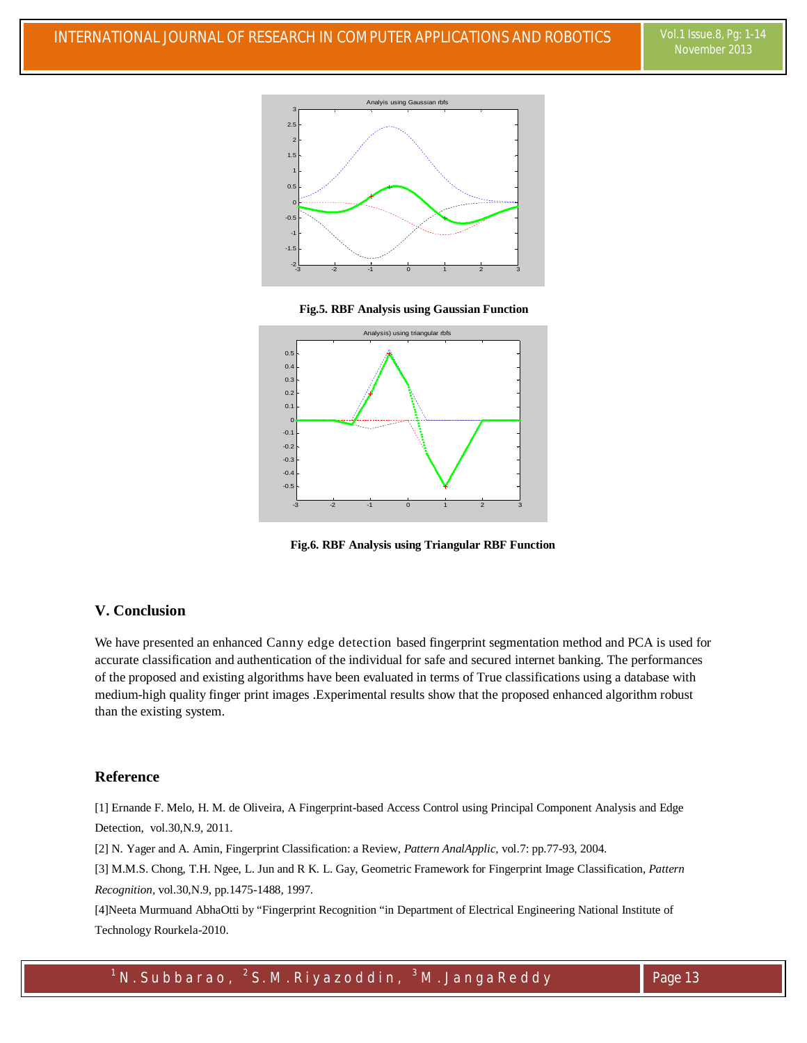Fig.5. RBF Analysis using Gaussian Function

Fig.6. RBF Analysis using Triangular RBF Function

## V. Conclusion

We have presented an enhanced Canny edge detection based fingerprint segmentation method and PCA is used for accurate classification and authentication of the individual for safe and secured internet banking. The performances of the proposed and existing algorithms have been evaluated in terms of True classifications using a database with medium-high quality finger print images .Experimental results show that the proposed enhanced algorithm robust than the existing system.

## Reference

[1] Ernande F. Melo, H. M. de Oliveira, A Fingerprint-based Access Control using Principal Component Analysis and Edge Detection, vol.30,N.9, 2011.

[2] N. Yager and A. Amin, Fingerprint Classification: a Review, *Pattern AnalApplic*, vol.7: pp.77-93, 2004.

[3] M.M.S. Chong, T.H. Ngee, L. Jun and R K. L. Gay, Geometric Framework for Fingerprint Image Classification, *Pattern Recognition*, vol.30,N.9, pp.1475-1488, 1997.

[4]Neeta Murmuand AbhaOtti by "Fingerprint Recognition "in Department of Electrical Engineering National Institute of Technology Rourkela-2010.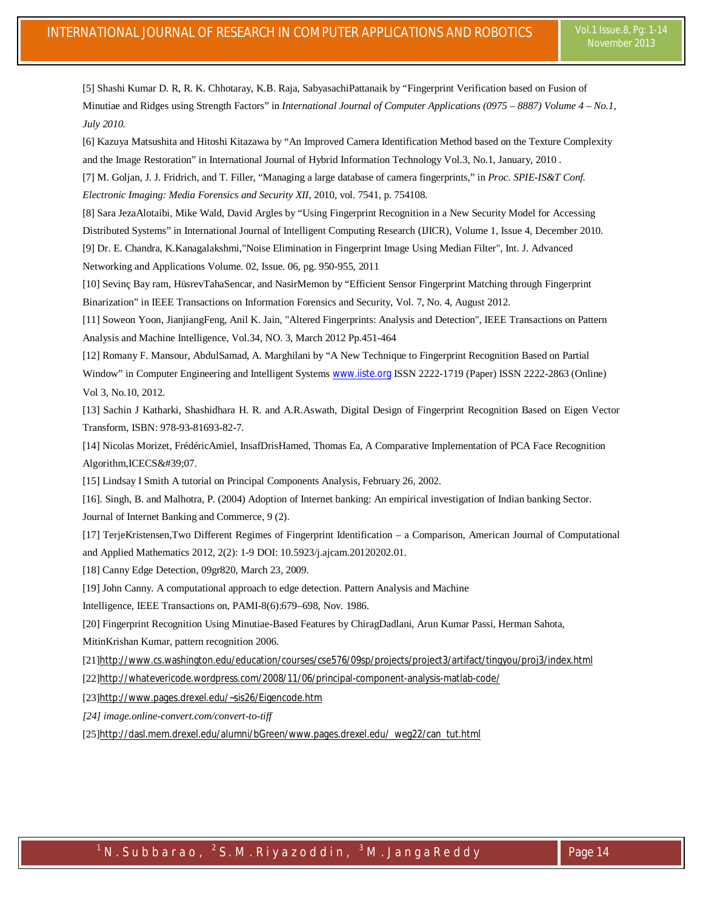[5] Shashi Kumar D. R, R. K. Chhotaray, K.B. Raja, SabyasachiPattanaik by "Fingerprint Verification based on Fusion of Minutiae and Ridges using Strength Factors" in *International Journal of Computer Applications (0975 – 8887) Volume 4 – No.1, July 2010.*

[6] Kazuya Matsushita and Hitoshi Kitazawa by "An Improved Camera Identification Method based on the Texture Complexity and the Image Restoration" in International Journal of Hybrid Information Technology Vol.3, No.1, January, 2010 .

[7] M. Goljan, J. J. Fridrich, and T. Filler, "Managing a large database of camera fingerprints," in *Proc. SPIE-IS&T Conf. Electronic Imaging: Media Forensics and Security XII*, 2010, vol. 7541, p. 754108.

[8] Sara JezaAlotaibi, Mike Wald, David Argles by "Using Fingerprint Recognition in a New Security Model for Accessing Distributed Systems" in International Journal of Intelligent Computing Research (IJICR), Volume 1, Issue 4, December 2010.

[9] Dr. E. Chandra, K.Kanagalakshmi,"Noise Elimination in Fingerprint Image Using Median Filter", Int. J. Advanced Networking and Applications Volume. 02, Issue. 06, pg. 950-955, 2011

[10] Sevinç Bay ram, HüsrevTahaSencar, and NasirMemon by "Efficient Sensor Fingerprint Matching through Fingerprint Binarization" in IEEE Transactions on Information Forensics and Security, Vol. 7, No. 4, August 2012.

[11] Soweon Yoon, JianjiangFeng, Anil K. Jain, "Altered Fingerprints: Analysis and Detection", IEEE Transactions on Pattern Analysis and Machine Intelligence, Vol.34, NO. 3, March 2012 Pp.451-464

[12] Romany F. Mansour, AbdulSamad, A. Marghilani by "A New Technique to Fingerprint Recognition Based on Partial Window" in Computer Engineering and Intelligent Systems www.iiste.org ISSN 2222-1719 (Paper) ISSN 2222-2863 (Online) Vol 3, No.10, 2012.

[13] Sachin J Katharki, Shashidhara H. R. and A.R.Aswath, Digital Design of Fingerprint Recognition Based on Eigen Vector Transform, ISBN: 978-93-81693-82-7.

[14] Nicolas Morizet, FrédéricAmiel, InsafDrisHamed, Thomas Ea, A Comparative Implementation of PCA Face Recognition Algorithm,ICECS&#39;07.

[15] Lindsay I Smith A tutorial on Principal Components Analysis, February 26, 2002.

[16]. Singh, B. and Malhotra, P. (2004) Adoption of Internet banking: An empirical investigation of Indian banking Sector. Journal of Internet Banking and Commerce, 9 (2).

[17] TerjeKristensen,Two Different Regimes of Fingerprint Identification – a Comparison, American Journal of Computational and Applied Mathematics 2012, 2(2): 1-9 DOI: 10.5923/j.ajcam.20120202.01.

[18] Canny Edge Detection, 09gr820, March 23, 2009.

[19] John Canny. A computational approach to edge detection. Pattern Analysis and Machine Intelligence, IEEE Transactions on, PAMI-8(6):679–698, Nov. 1986.

[20] Fingerprint Recognition Using Minutiae-Based Features by ChiragDadlani, Arun Kumar Passi, Herman Sahota, MitinKrishan Kumar, pattern recognition 2006.

[21]http://www.cs.washington.edu/education/courses/cse576/09sp/projects/project3/artifact/tingyou/proj3/index.html

[22]http://whatevericode.wordpress.com/2008/11/06/principal-component-analysis-matlab-code/

[23]http://www.pages.drexel.edu/~sis26/Eigencode.htm

*[24] image.online-convert.com/convert-to-tiff*

[25]http://dasl.mem.drexel.edu/alumni/bGreen/www.pages.drexel.edu/_weg22/can_tut.html